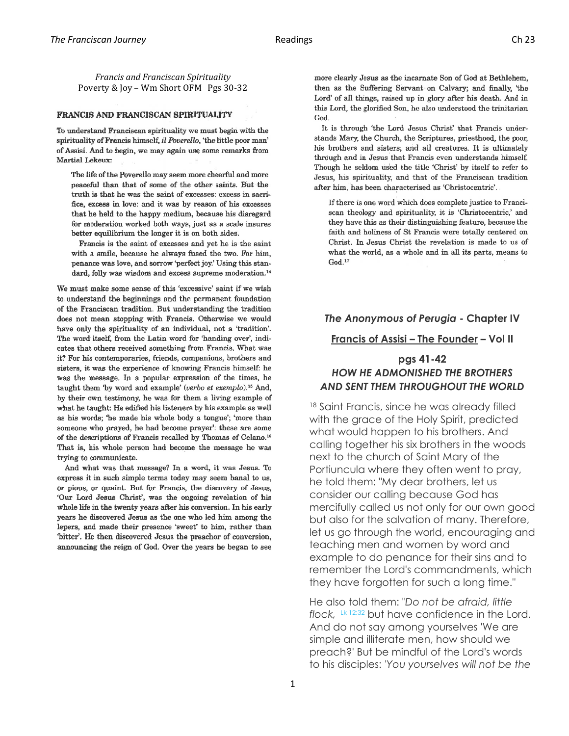*Francis and Franciscan Spirituality*
Poverty & Joy – Wm Short OFM Pgs 30-32

## FRANCIS AND FRANCISCAN SPIRITUALITY

To understand Franciscan spirituality we must begin with the spirituality of Francis himself, *il Poverello*, 'the little poor man' of Assisi. And to begin, we may again use some remarks from Martial Lekeux:

> The life of the Poverello may seem more cheerful and more peaceful than that of some of the other saints. But the truth is that he was the saint of excesses: excess in sacrifice, excess in love: and it was by reason of his excesses that he held to the happy medium, because his disregard for moderation worked both ways, just as a scale insures better equilibrium the longer it is on both sides.
>
> Francis is the saint of excesses and yet he is the saint with a smile, because he always fused the two. For him, penance was love, and sorrow 'perfect joy.' Using this standard, folly was wisdom and excess supreme moderation.[14]

We must make some sense of this 'excessive' saint if we wish to understand the beginnings and the permanent foundation of the Franciscan tradition. But understanding the tradition does not mean stopping with Francis. Otherwise we would have only the spirituality of an individual, not a 'tradition'. The word itself, from the Latin word for 'handing over', indicates that others received something from Francis. What was it? For his contemporaries, friends, companions, brothers and sisters, it was the experience of knowing Francis himself: he was the message. In a popular expression of the times, he taught them 'by word and example' (*verbo et exemplo*).[15] And, by their own testimony, he was for them a living example of what he taught: He edified his listeners by his example as well as his words; 'he made his whole body a tongue'; 'more than someone who prayed, he had become prayer': these are some of the descriptions of Francis recalled by Thomas of Celano.[16] That is, his whole person had become the message he was trying to communicate.

And what was that message? In a word, it was Jesus. To express it in such simple terms today may seem banal to us, or pious, or quaint. But for Francis, the discovery of Jesus, 'Our Lord Jesus Christ', was the ongoing revelation of his whole life in the twenty years after his conversion. In his early years he discovered Jesus as the one who led him among the lepers, and made their presence 'sweet' to him, rather than 'bitter'. He then discovered Jesus the preacher of conversion, announcing the reign of God. Over the years he began to see more clearly Jesus as the incarnate Son of God at Bethlehem, then as the Suffering Servant on Calvary; and finally, 'the Lord' of all things, raised up in glory after his death. And in this Lord, the glorified Son, he also understood the trinitarian God.

It is through 'the Lord Jesus Christ' that Francis understands Mary, the Church, the Scriptures, priesthood, the poor, his brothers and sisters, and all creatures. It is ultimately through and in Jesus that Francis even understands himself. Though he seldom used the title 'Christ' by itself to refer to Jesus, his spirituality, and that of the Franciscan tradition after him, has been characterised as 'Christocentric'.

> If there is one word which does complete justice to Franciscan theology and spirituality, it is 'Christocentric,' and they have this as their distinguishing feature, because the faith and holiness of St Francis were totally centered on Christ. In Jesus Christ the revelation is made to us of what the world, as a whole and in all its parts, means to God.[17]

### *The Anonymous of Perugia* - Chapter IV

### Francis of Assisi – The Founder – Vol II

### pgs 41-42
### *HOW HE ADMONISHED THE BROTHERS AND SENT THEM THROUGHOUT THE WORLD*

[18] Saint Francis, since he was already filled with the grace of the Holy Spirit, predicted what would happen to his brothers. And calling together his six brothers in the woods next to the church of Saint Mary of the Portiuncula where they often went to pray, he told them: "My dear brothers, let us consider our calling because God has mercifully called us not only for our own good but also for the salvation of many. Therefore, let us go through the world, encouraging and teaching men and women by word and example to do penance for their sins and to remember the Lord's commandments, which they have forgotten for such a long time."

He also told them: "*Do not be afraid, little flock,* [Lk 12:32] but have confidence in the Lord. And do not say among yourselves 'We are simple and illiterate men, how should we preach?' But be mindful of the Lord's words to his disciples: *'You yourselves will not be the*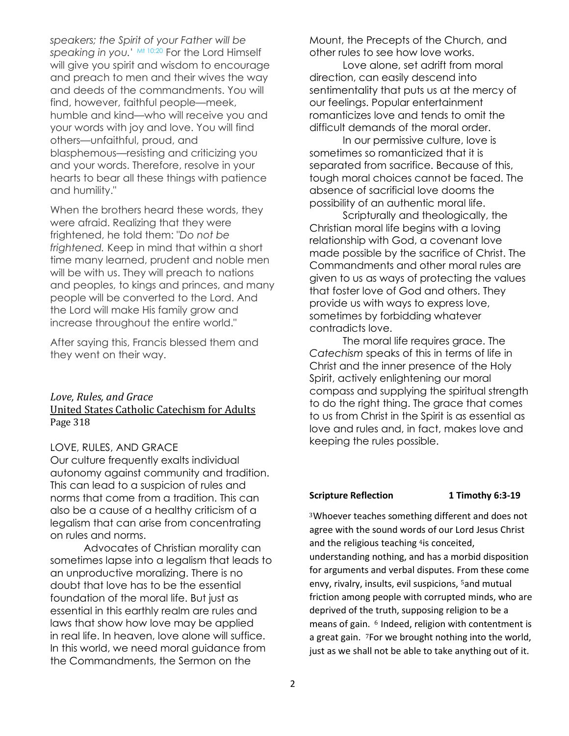*speakers; the Spirit of your Father will be speaking in you.*' Mt 10:20 For the Lord Himself will give you spirit and wisdom to encourage and preach to men and their wives the way and deeds of the commandments. You will find, however, faithful people—meek, humble and kind—who will receive you and your words with joy and love. You will find others—unfaithful, proud, and blasphemous—resisting and criticizing you and your words. Therefore, resolve in your hearts to bear all these things with patience and humility."

When the brothers heard these words, they were afraid. Realizing that they were frightened, he told them: "*Do not be frightened.* Keep in mind that within a short time many learned, prudent and noble men will be with us. They will preach to nations and peoples, to kings and princes, and many people will be converted to the Lord. And the Lord will make His family grow and increase throughout the entire world."

After saying this, Francis blessed them and they went on their way.

*Love, Rules, and Grace*
United States Catholic Catechism for Adults
Page 318

LOVE, RULES, AND GRACE

Our culture frequently exalts individual autonomy against community and tradition. This can lead to a suspicion of rules and norms that come from a tradition. This can also be a cause of a healthy criticism of a legalism that can arise from concentrating on rules and norms.

Advocates of Christian morality can sometimes lapse into a legalism that leads to an unproductive moralizing. There is no doubt that love has to be the essential foundation of the moral life. But just as essential in this earthly realm are rules and laws that show how love may be applied in real life. In heaven, love alone will suffice. In this world, we need moral guidance from the Commandments, the Sermon on the Mount, the Precepts of the Church, and other rules to see how love works.

Love alone, set adrift from moral direction, can easily descend into sentimentality that puts us at the mercy of our feelings. Popular entertainment romanticizes love and tends to omit the difficult demands of the moral order.

In our permissive culture, love is sometimes so romanticized that it is separated from sacrifice. Because of this, tough moral choices cannot be faced. The absence of sacrificial love dooms the possibility of an authentic moral life.

Scripturally and theologically, the Christian moral life begins with a loving relationship with God, a covenant love made possible by the sacrifice of Christ. The Commandments and other moral rules are given to us as ways of protecting the values that foster love of God and others. They provide us with ways to express love, sometimes by forbidding whatever contradicts love.

The moral life requires grace. The *Catechism* speaks of this in terms of life in Christ and the inner presence of the Holy Spirit, actively enlightening our moral compass and supplying the spiritual strength to do the right thing. The grace that comes to us from Christ in the Spirit is as essential as love and rules and, in fact, makes love and keeping the rules possible.

**Scripture Reflection 1 Timothy 6:3-19**

[3]Whoever teaches something different and does not agree with the sound words of our Lord Jesus Christ and the religious teaching [4]is conceited, understanding nothing, and has a morbid disposition for arguments and verbal disputes. From these come envy, rivalry, insults, evil suspicions, [5]and mutual friction among people with corrupted minds, who are deprived of the truth, supposing religion to be a means of gain. [6] Indeed, religion with contentment is a great gain. [7]For we brought nothing into the world, just as we shall not be able to take anything out of it.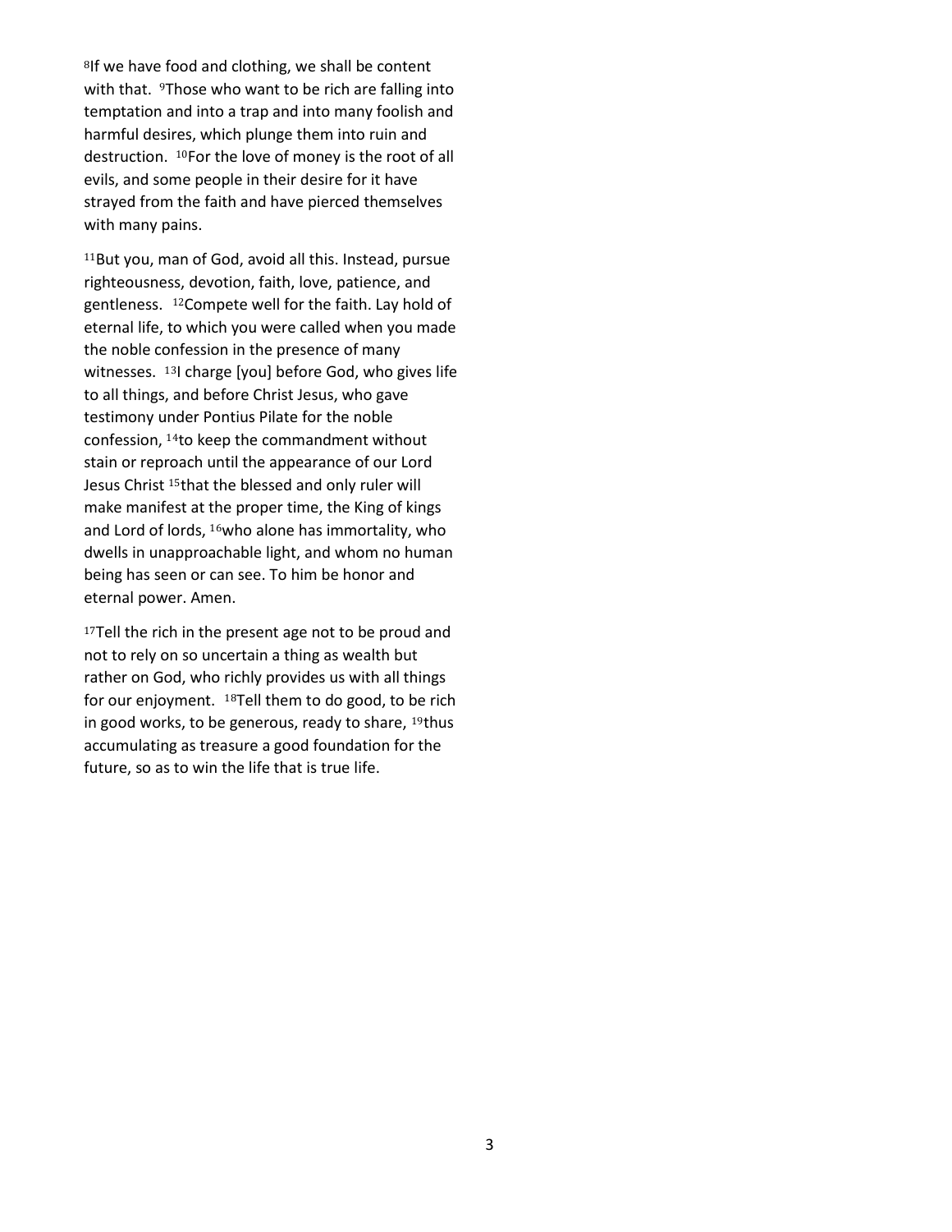[8]If we have food and clothing, we shall be content with that. [9]Those who want to be rich are falling into temptation and into a trap and into many foolish and harmful desires, which plunge them into ruin and destruction. [10]For the love of money is the root of all evils, and some people in their desire for it have strayed from the faith and have pierced themselves with many pains.

[11]But you, man of God, avoid all this. Instead, pursue righteousness, devotion, faith, love, patience, and gentleness. [12]Compete well for the faith. Lay hold of eternal life, to which you were called when you made the noble confession in the presence of many witnesses. [13]I charge [you] before God, who gives life to all things, and before Christ Jesus, who gave testimony under Pontius Pilate for the noble confession, [14]to keep the commandment without stain or reproach until the appearance of our Lord Jesus Christ [15]that the blessed and only ruler will make manifest at the proper time, the King of kings and Lord of lords, [16]who alone has immortality, who dwells in unapproachable light, and whom no human being has seen or can see. To him be honor and eternal power. Amen.

[17]Tell the rich in the present age not to be proud and not to rely on so uncertain a thing as wealth but rather on God, who richly provides us with all things for our enjoyment. [18]Tell them to do good, to be rich in good works, to be generous, ready to share, [19]thus accumulating as treasure a good foundation for the future, so as to win the life that is true life.